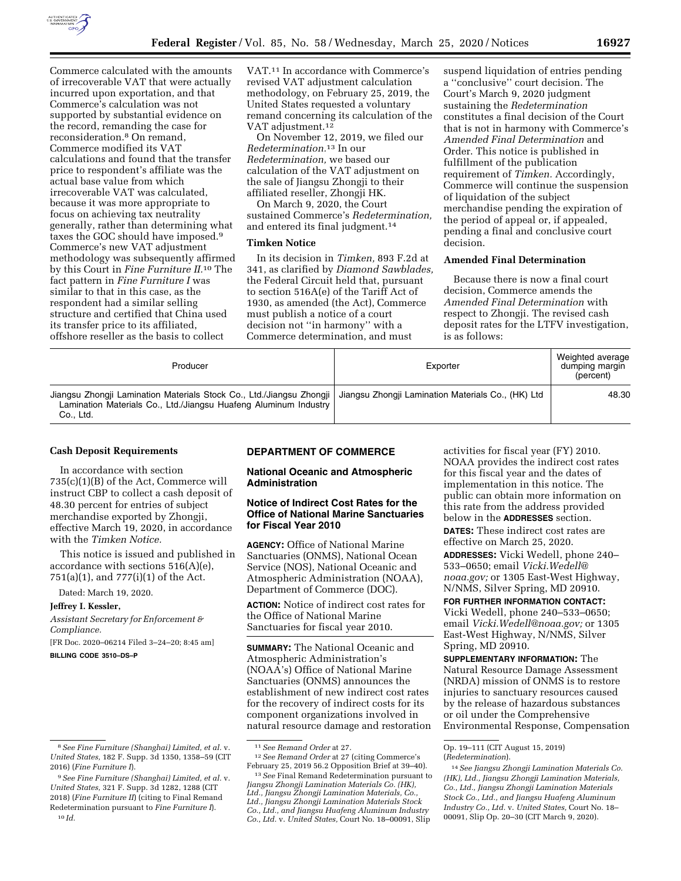Commerce calculated with the amounts of irrecoverable VAT that were actually incurred upon exportation, and that Commerce's calculation was not supported by substantial evidence on the record, remanding the case for reconsideration.[8] On remand, Commerce modified its VAT calculations and found that the transfer price to respondent's affiliate was the actual base value from which irrecoverable VAT was calculated, because it was more appropriate to focus on achieving tax neutrality generally, rather than determining what taxes the GOC should have imposed.[9] Commerce's new VAT adjustment methodology was subsequently affirmed by this Court in *Fine Furniture II.*[10] The fact pattern in *Fine Furniture I* was similar to that in this case, as the respondent had a similar selling structure and certified that China used its transfer price to its affiliated, offshore reseller as the basis to collect VAT.[11] In accordance with Commerce's revised VAT adjustment calculation methodology, on February 25, 2019, the United States requested a voluntary remand concerning its calculation of the VAT adjustment.[12]

On November 12, 2019, we filed our *Redetermination.*[13] In our *Redetermination,* we based our calculation of the VAT adjustment on the sale of Jiangsu Zhongji to their affiliated reseller, Zhongji HK.

On March 9, 2020, the Court sustained Commerce's *Redetermination,* and entered its final judgment.[14]

### Timken Notice

In its decision in *Timken,* 893 F.2d at 341, as clarified by *Diamond Sawblades,* the Federal Circuit held that, pursuant to section 516A(e) of the Tariff Act of 1930, as amended (the Act), Commerce must publish a notice of a court decision not ''in harmony'' with a Commerce determination, and must suspend liquidation of entries pending a ''conclusive'' court decision. The Court's March 9, 2020 judgment sustaining the *Redetermination* constitutes a final decision of the Court that is not in harmony with Commerce's *Amended Final Determination* and Order. This notice is published in fulfillment of the publication requirement of *Timken.* Accordingly, Commerce will continue the suspension of liquidation of the subject merchandise pending the expiration of the period of appeal or, if appealed, pending a final and conclusive court decision.

### Amended Final Determination

Because there is now a final court decision, Commerce amends the *Amended Final Determination* with respect to Zhongji. The revised cash deposit rates for the LTFV investigation, is as follows:

| Producer | Exporter | Weighted average dumping margin (percent) |
| --- | --- | --- |
| Jiangsu Zhongji Lamination Materials Stock Co., Ltd./Jiangsu Zhongji Lamination Materials Co., Ltd./Jiangsu Huafeng Aluminum Industry Co., Ltd. | Jiangsu Zhongji Lamination Materials Co., (HK) Ltd | 48.30 |

### Cash Deposit Requirements

In accordance with section 735(c)(1)(B) of the Act, Commerce will instruct CBP to collect a cash deposit of 48.30 percent for entries of subject merchandise exported by Zhongji, effective March 19, 2020, in accordance with the *Timken Notice.*

This notice is issued and published in accordance with sections 516(A)(e), 751(a)(1), and 777(i)(1) of the Act.

Dated: March 19, 2020.

**Jeffrey I. Kessler,**

*Assistant Secretary for Enforcement & Compliance.*

[FR Doc. 2020–06214 Filed 3–24–20; 8:45 am]

**BILLING CODE 3510–DS–P**

[8] *See Fine Furniture (Shanghai) Limited, et al.* v. *United States,* 182 F. Supp. 3d 1350, 1358–59 (CIT 2016) (*Fine Furniture I*).

[9] *See Fine Furniture (Shanghai) Limited, et al.* v. *United States,* 321 F. Supp. 3d 1282, 1288 (CIT 2018) (*Fine Furniture II*) (citing to Final Remand Redetermination pursuant to *Fine Furniture I*).

[10] *Id.*

[11] *See Remand Order* at 27.

[12] *See Remand Order* at 27 (citing Commerce's February 25, 2019 56.2 Opposition Brief at 39–40).

[13] *See* Final Remand Redetermination pursuant to *Jiangsu Zhongji Lamination Materials Co. (HK), Ltd., Jiangsu Zhongji Lamination Materials, Co., Ltd., Jiangsu Zhongji Lamination Materials Stock Co., Ltd., and Jiangsu Huafeng Aluminum Industry Co., Ltd.* v. *United States,* Court No. 18–00091, Slip Op. 19–111 (CIT August 15, 2019) (*Redetermination*).

[14] *See Jiangsu Zhongji Lamination Materials Co. (HK), Ltd., Jiangsu Zhongji Lamination Materials, Co., Ltd., Jiangsu Zhongji Lamination Materials Stock Co., Ltd., and Jiangsu Huafeng Aluminum Industry Co., Ltd.* v. *United States,* Court No. 18–00091, Slip Op. 20–30 (CIT March 9, 2020).

## DEPARTMENT OF COMMERCE

### National Oceanic and Atmospheric Administration

### Notice of Indirect Cost Rates for the Office of National Marine Sanctuaries for Fiscal Year 2010

**AGENCY:** Office of National Marine Sanctuaries (ONMS), National Ocean Service (NOS), National Oceanic and Atmospheric Administration (NOAA), Department of Commerce (DOC).

**ACTION:** Notice of indirect cost rates for the Office of National Marine Sanctuaries for fiscal year 2010.

**SUMMARY:** The National Oceanic and Atmospheric Administration's (NOAA's) Office of National Marine Sanctuaries (ONMS) announces the establishment of new indirect cost rates for the recovery of indirect costs for its component organizations involved in natural resource damage and restoration activities for fiscal year (FY) 2010. NOAA provides the indirect cost rates for this fiscal year and the dates of implementation in this notice. The public can obtain more information on this rate from the address provided below in the **ADDRESSES** section.

**DATES:** These indirect cost rates are effective on March 25, 2020.

**ADDRESSES:** Vicki Wedell, phone 240–533–0650; email *Vicki.Wedell@noaa.gov;* or 1305 East-West Highway, N/NMS, Silver Spring, MD 20910.

**FOR FURTHER INFORMATION CONTACT:** Vicki Wedell, phone 240–533–0650; email *Vicki.Wedell@noaa.gov;* or 1305 East-West Highway, N/NMS, Silver Spring, MD 20910.

**SUPPLEMENTARY INFORMATION:** The Natural Resource Damage Assessment (NRDA) mission of ONMS is to restore injuries to sanctuary resources caused by the release of hazardous substances or oil under the Comprehensive Environmental Response, Compensation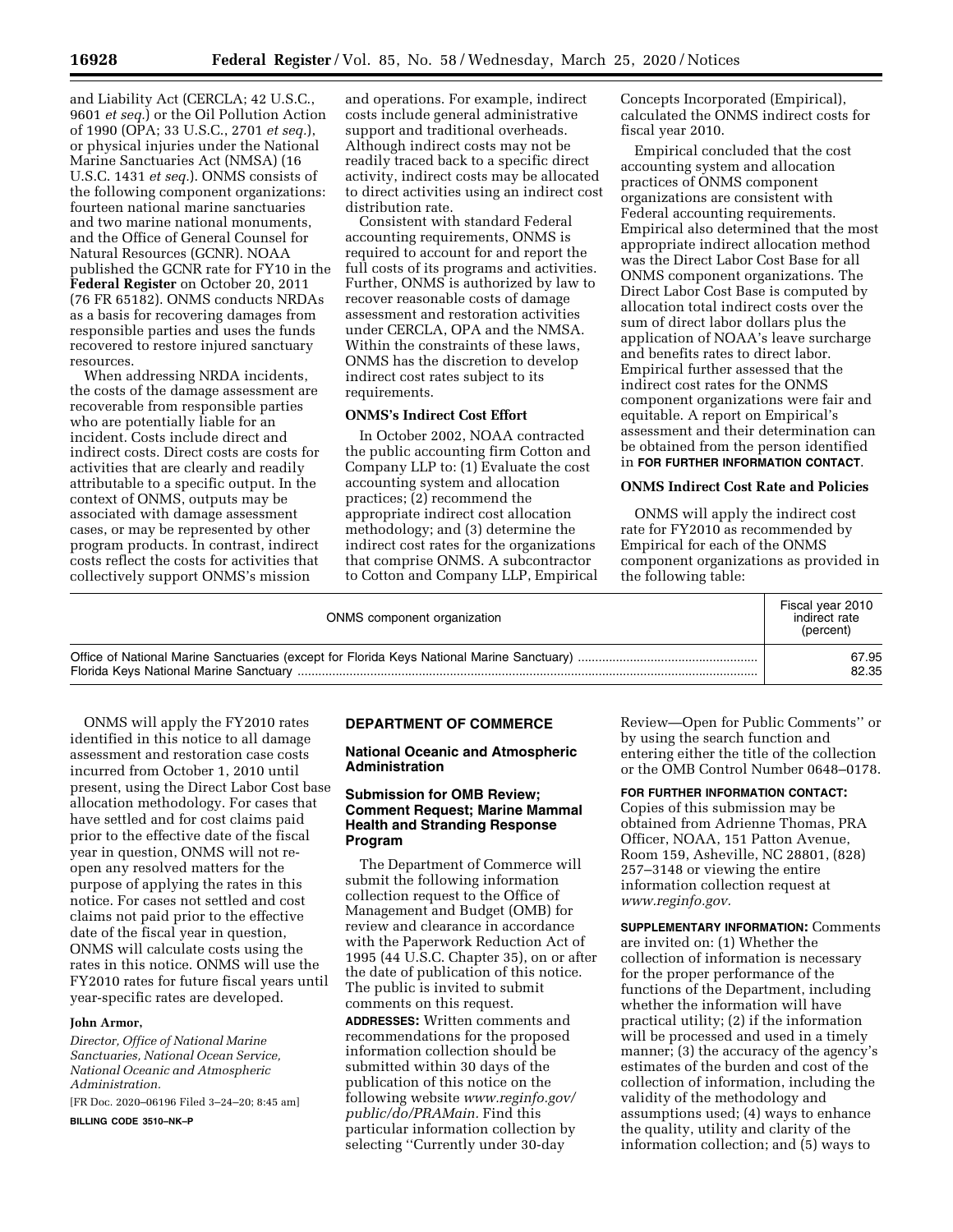and Liability Act (CERCLA; 42 U.S.C., 9601 *et seq.*) or the Oil Pollution Action of 1990 (OPA; 33 U.S.C., 2701 *et seq.*), or physical injuries under the National Marine Sanctuaries Act (NMSA) (16 U.S.C. 1431 *et seq.*). ONMS consists of the following component organizations: fourteen national marine sanctuaries and two marine national monuments, and the Office of General Counsel for Natural Resources (GCNR). NOAA published the GCNR rate for FY10 in the **Federal Register** on October 20, 2011 (76 FR 65182). ONMS conducts NRDAs as a basis for recovering damages from responsible parties and uses the funds recovered to restore injured sanctuary resources.

When addressing NRDA incidents, the costs of the damage assessment are recoverable from responsible parties who are potentially liable for an incident. Costs include direct and indirect costs. Direct costs are costs for activities that are clearly and readily attributable to a specific output. In the context of ONMS, outputs may be associated with damage assessment cases, or may be represented by other program products. In contrast, indirect costs reflect the costs for activities that collectively support ONMS's mission and operations. For example, indirect costs include general administrative support and traditional overheads. Although indirect costs may not be readily traced back to a specific direct activity, indirect costs may be allocated to direct activities using an indirect cost distribution rate.

Consistent with standard Federal accounting requirements, ONMS is required to account for and report the full costs of its programs and activities. Further, ONMS is authorized by law to recover reasonable costs of damage assessment and restoration activities under CERCLA, OPA and the NMSA. Within the constraints of these laws, ONMS has the discretion to develop indirect cost rates subject to its requirements.

## ONMS's Indirect Cost Effort

In October 2002, NOAA contracted the public accounting firm Cotton and Company LLP to: (1) Evaluate the cost accounting system and allocation practices; (2) recommend the appropriate indirect cost allocation methodology; and (3) determine the indirect cost rates for the organizations that comprise ONMS. A subcontractor to Cotton and Company LLP, Empirical Concepts Incorporated (Empirical), calculated the ONMS indirect costs for fiscal year 2010.

Empirical concluded that the cost accounting system and allocation practices of ONMS component organizations are consistent with Federal accounting requirements. Empirical also determined that the most appropriate indirect allocation method was the Direct Labor Cost Base for all ONMS component organizations. The Direct Labor Cost Base is computed by allocation total indirect costs over the sum of direct labor dollars plus the application of NOAA's leave surcharge and benefits rates to direct labor. Empirical further assessed that the indirect cost rates for the ONMS component organizations were fair and equitable. A report on Empirical's assessment and their determination can be obtained from the person identified in **FOR FURTHER INFORMATION CONTACT**.

## ONMS Indirect Cost Rate and Policies

ONMS will apply the indirect cost rate for FY2010 as recommended by Empirical for each of the ONMS component organizations as provided in the following table:

| ONMS component organization | Fiscal year 2010 indirect rate (percent) |
|---|---|
| Office of National Marine Sanctuaries (except for Florida Keys National Marine Sanctuary) | 67.95 |
| Florida Keys National Marine Sanctuary | 82.35 |

ONMS will apply the FY2010 rates identified in this notice to all damage assessment and restoration case costs incurred from October 1, 2010 until present, using the Direct Labor Cost base allocation methodology. For cases that have settled and for cost claims paid prior to the effective date of the fiscal year in question, ONMS will not re-open any resolved matters for the purpose of applying the rates in this notice. For cases not settled and cost claims not paid prior to the effective date of the fiscal year in question, ONMS will calculate costs using the rates in this notice. ONMS will use the FY2010 rates for future fiscal years until year-specific rates are developed.

**John Armor,**

*Director, Office of National Marine Sanctuaries, National Ocean Service, National Oceanic and Atmospheric Administration.*

[FR Doc. 2020–06196 Filed 3–24–20; 8:45 am]

**BILLING CODE 3510–NK–P**

## DEPARTMENT OF COMMERCE

### National Oceanic and Atmospheric Administration

### Submission for OMB Review; Comment Request; Marine Mammal Health and Stranding Response Program

The Department of Commerce will submit the following information collection request to the Office of Management and Budget (OMB) for review and clearance in accordance with the Paperwork Reduction Act of 1995 (44 U.S.C. Chapter 35), on or after the date of publication of this notice. The public is invited to submit comments on this request.

**ADDRESSES:** Written comments and recommendations for the proposed information collection should be submitted within 30 days of the publication of this notice on the following website *www.reginfo.gov/public/do/PRAMain.* Find this particular information collection by selecting ''Currently under 30-day Review—Open for Public Comments'' or by using the search function and entering either the title of the collection or the OMB Control Number 0648–0178.

**FOR FURTHER INFORMATION CONTACT:** Copies of this submission may be obtained from Adrienne Thomas, PRA Officer, NOAA, 151 Patton Avenue, Room 159, Asheville, NC 28801, (828) 257–3148 or viewing the entire information collection request at *www.reginfo.gov.*

**SUPPLEMENTARY INFORMATION:** Comments are invited on: (1) Whether the collection of information is necessary for the proper performance of the functions of the Department, including whether the information will have practical utility; (2) if the information will be processed and used in a timely manner; (3) the accuracy of the agency's estimates of the burden and cost of the collection of information, including the validity of the methodology and assumptions used; (4) ways to enhance the quality, utility and clarity of the information collection; and (5) ways to